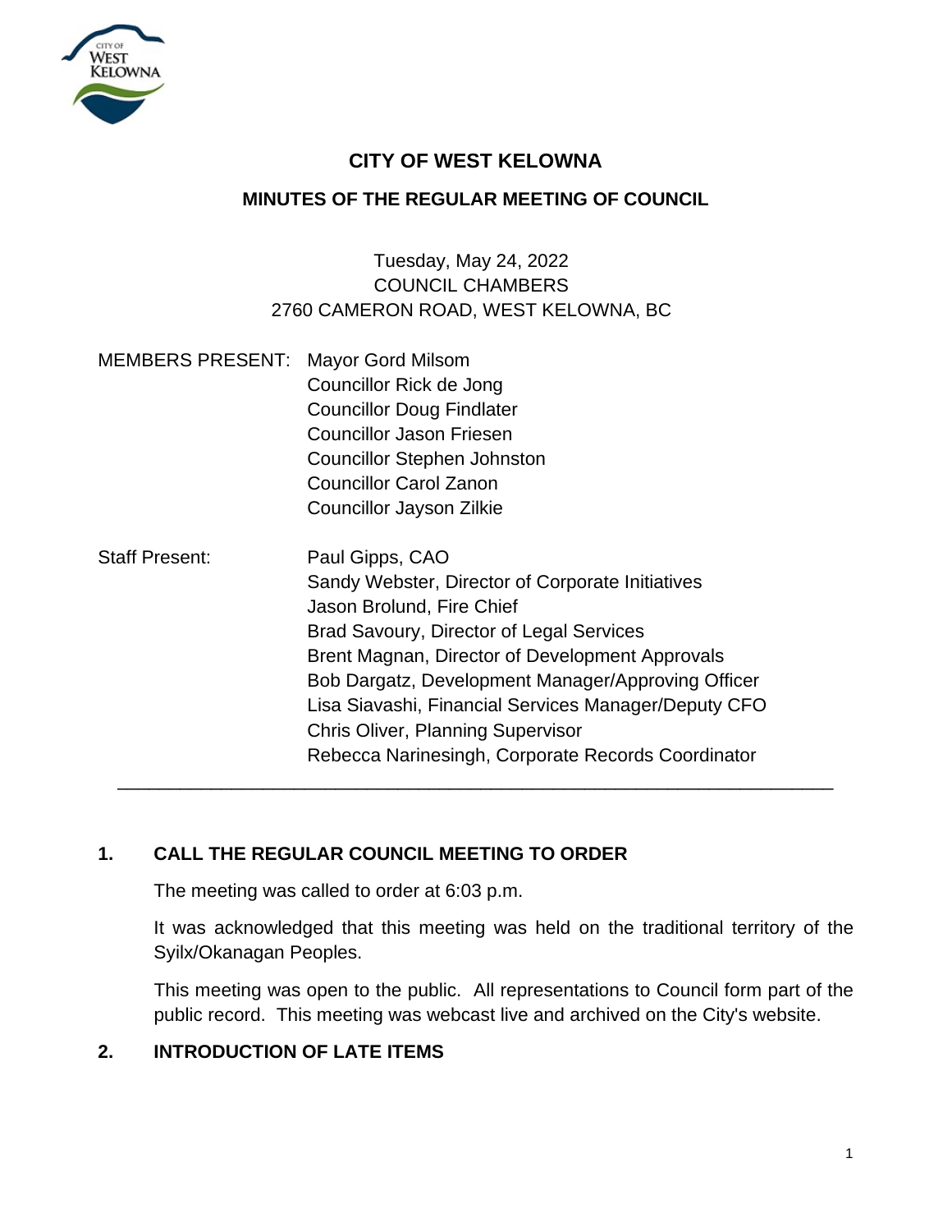# CITY OF WEST KELOWNA

## MINUTES OF THE REGULAR MEETING OF COUNCIL

Tuesday, May 24, 2022
COUNCIL CHAMBERS
2760 CAMERON ROAD, WEST KELOWNA, BC

| | |
|---|---|
| MEMBERS PRESENT: | Mayor Gord Milsom |
| | Councillor Rick de Jong |
| | Councillor Doug Findlater |
| | Councillor Jason Friesen |
| | Councillor Stephen Johnston |
| | Councillor Carol Zanon |
| | Councillor Jayson Zilkie |
| Staff Present: | Paul Gipps, CAO |
| | Sandy Webster, Director of Corporate Initiatives |
| | Jason Brolund, Fire Chief |
| | Brad Savoury, Director of Legal Services |
| | Brent Magnan, Director of Development Approvals |
| | Bob Dargatz, Development Manager/Approving Officer |
| | Lisa Siavashi, Financial Services Manager/Deputy CFO |
| | Chris Oliver, Planning Supervisor |
| | Rebecca Narinesingh, Corporate Records Coordinator |

---

### 1. CALL THE REGULAR COUNCIL MEETING TO ORDER

The meeting was called to order at 6:03 p.m.

It was acknowledged that this meeting was held on the traditional territory of the Syilx/Okanagan Peoples.

This meeting was open to the public. All representations to Council form part of the public record. This meeting was webcast live and archived on the City's website.

### 2. INTRODUCTION OF LATE ITEMS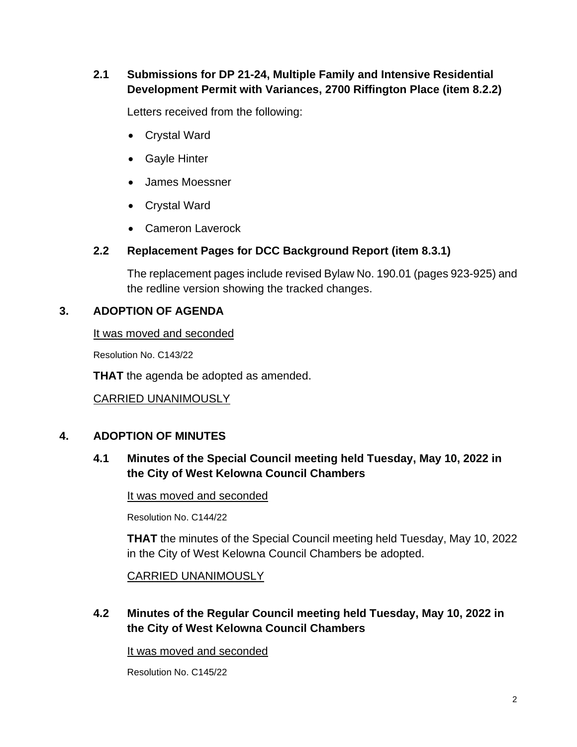### 2.1 Submissions for DP 21-24, Multiple Family and Intensive Residential Development Permit with Variances, 2700 Riffington Place (item 8.2.2)

Letters received from the following:

- Crystal Ward
- Gayle Hinter
- James Moessner
- Crystal Ward
- Cameron Laverock

### 2.2 Replacement Pages for DCC Background Report (item 8.3.1)

The replacement pages include revised Bylaw No. 190.01 (pages 923-925) and the redline version showing the tracked changes.

## 3. ADOPTION OF AGENDA

It was moved and seconded

Resolution No. C143/22

**THAT** the agenda be adopted as amended.

CARRIED UNANIMOUSLY

## 4. ADOPTION OF MINUTES

### 4.1 Minutes of the Special Council meeting held Tuesday, May 10, 2022 in the City of West Kelowna Council Chambers

It was moved and seconded

Resolution No. C144/22

**THAT** the minutes of the Special Council meeting held Tuesday, May 10, 2022 in the City of West Kelowna Council Chambers be adopted.

CARRIED UNANIMOUSLY

### 4.2 Minutes of the Regular Council meeting held Tuesday, May 10, 2022 in the City of West Kelowna Council Chambers

It was moved and seconded

Resolution No. C145/22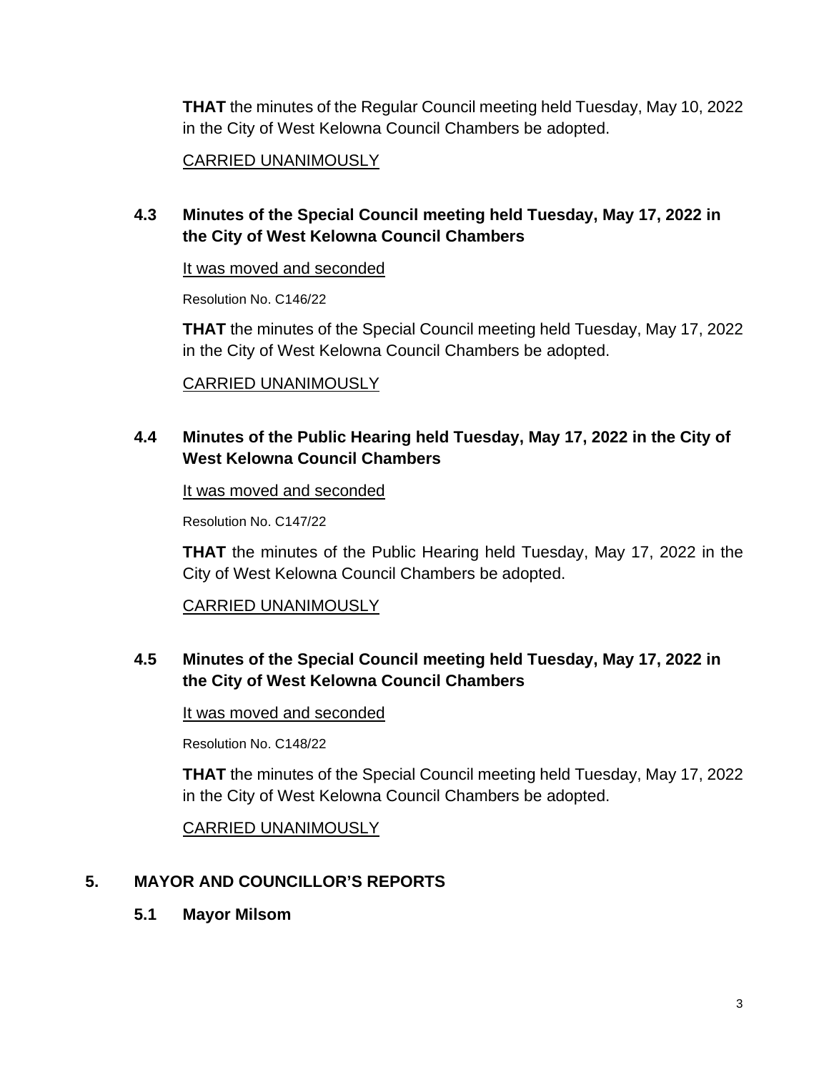**THAT** the minutes of the Regular Council meeting held Tuesday, May 10, 2022 in the City of West Kelowna Council Chambers be adopted.

CARRIED UNANIMOUSLY

### 4.3 Minutes of the Special Council meeting held Tuesday, May 17, 2022 in the City of West Kelowna Council Chambers

It was moved and seconded

Resolution No. C146/22

**THAT** the minutes of the Special Council meeting held Tuesday, May 17, 2022 in the City of West Kelowna Council Chambers be adopted.

CARRIED UNANIMOUSLY

### 4.4 Minutes of the Public Hearing held Tuesday, May 17, 2022 in the City of West Kelowna Council Chambers

It was moved and seconded

Resolution No. C147/22

**THAT** the minutes of the Public Hearing held Tuesday, May 17, 2022 in the City of West Kelowna Council Chambers be adopted.

CARRIED UNANIMOUSLY

### 4.5 Minutes of the Special Council meeting held Tuesday, May 17, 2022 in the City of West Kelowna Council Chambers

It was moved and seconded

Resolution No. C148/22

**THAT** the minutes of the Special Council meeting held Tuesday, May 17, 2022 in the City of West Kelowna Council Chambers be adopted.

CARRIED UNANIMOUSLY

## 5. MAYOR AND COUNCILLOR'S REPORTS

### 5.1 Mayor Milsom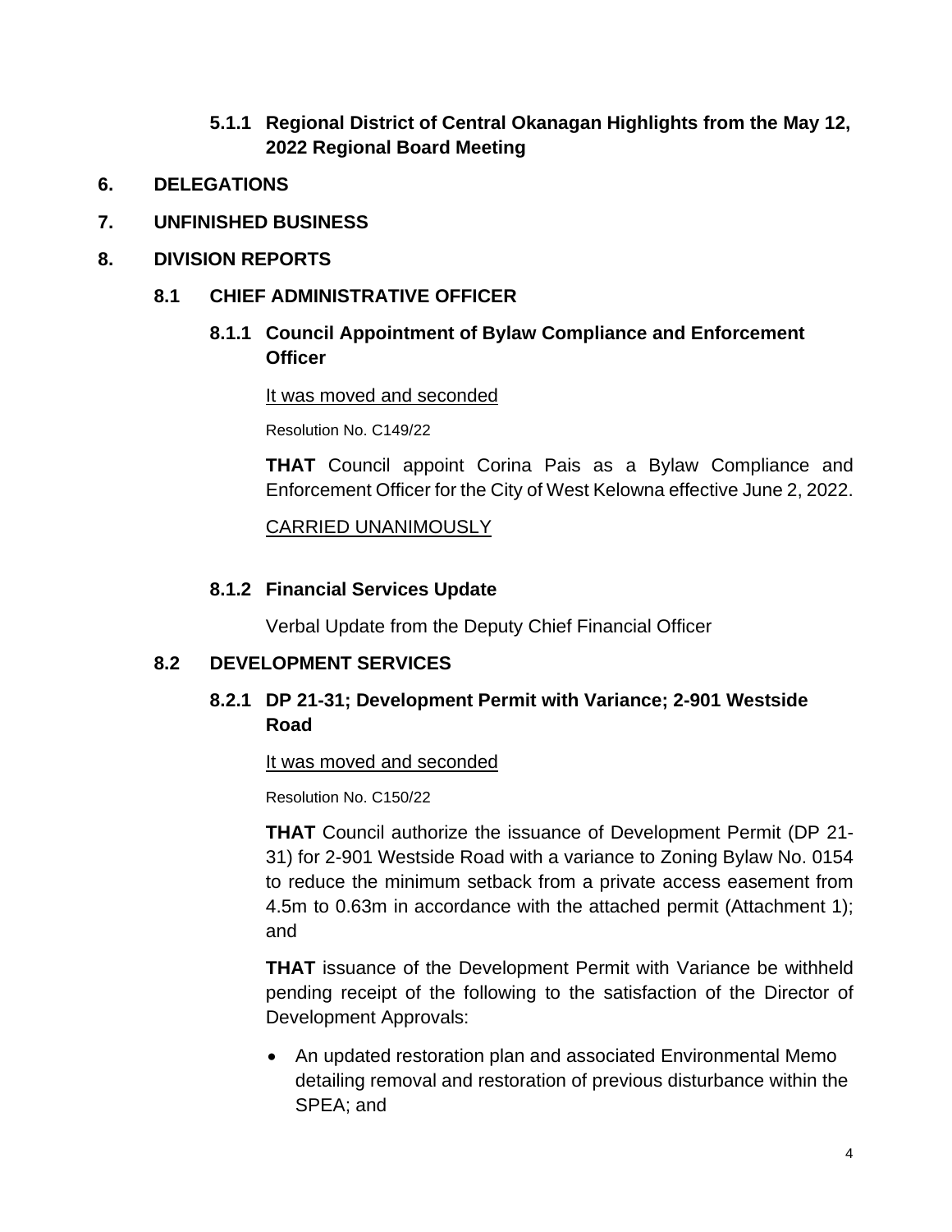#### 5.1.1 Regional District of Central Okanagan Highlights from the May 12, 2022 Regional Board Meeting

## 6. DELEGATIONS

## 7. UNFINISHED BUSINESS

## 8. DIVISION REPORTS

### 8.1 CHIEF ADMINISTRATIVE OFFICER

#### 8.1.1 Council Appointment of Bylaw Compliance and Enforcement Officer

It was moved and seconded

Resolution No. C149/22

**THAT** Council appoint Corina Pais as a Bylaw Compliance and Enforcement Officer for the City of West Kelowna effective June 2, 2022.

CARRIED UNANIMOUSLY

#### 8.1.2 Financial Services Update

Verbal Update from the Deputy Chief Financial Officer

### 8.2 DEVELOPMENT SERVICES

#### 8.2.1 DP 21-31; Development Permit with Variance; 2-901 Westside Road

It was moved and seconded

Resolution No. C150/22

**THAT** Council authorize the issuance of Development Permit (DP 21-31) for 2-901 Westside Road with a variance to Zoning Bylaw No. 0154 to reduce the minimum setback from a private access easement from 4.5m to 0.63m in accordance with the attached permit (Attachment 1); and

**THAT** issuance of the Development Permit with Variance be withheld pending receipt of the following to the satisfaction of the Director of Development Approvals:

- An updated restoration plan and associated Environmental Memo detailing removal and restoration of previous disturbance within the SPEA; and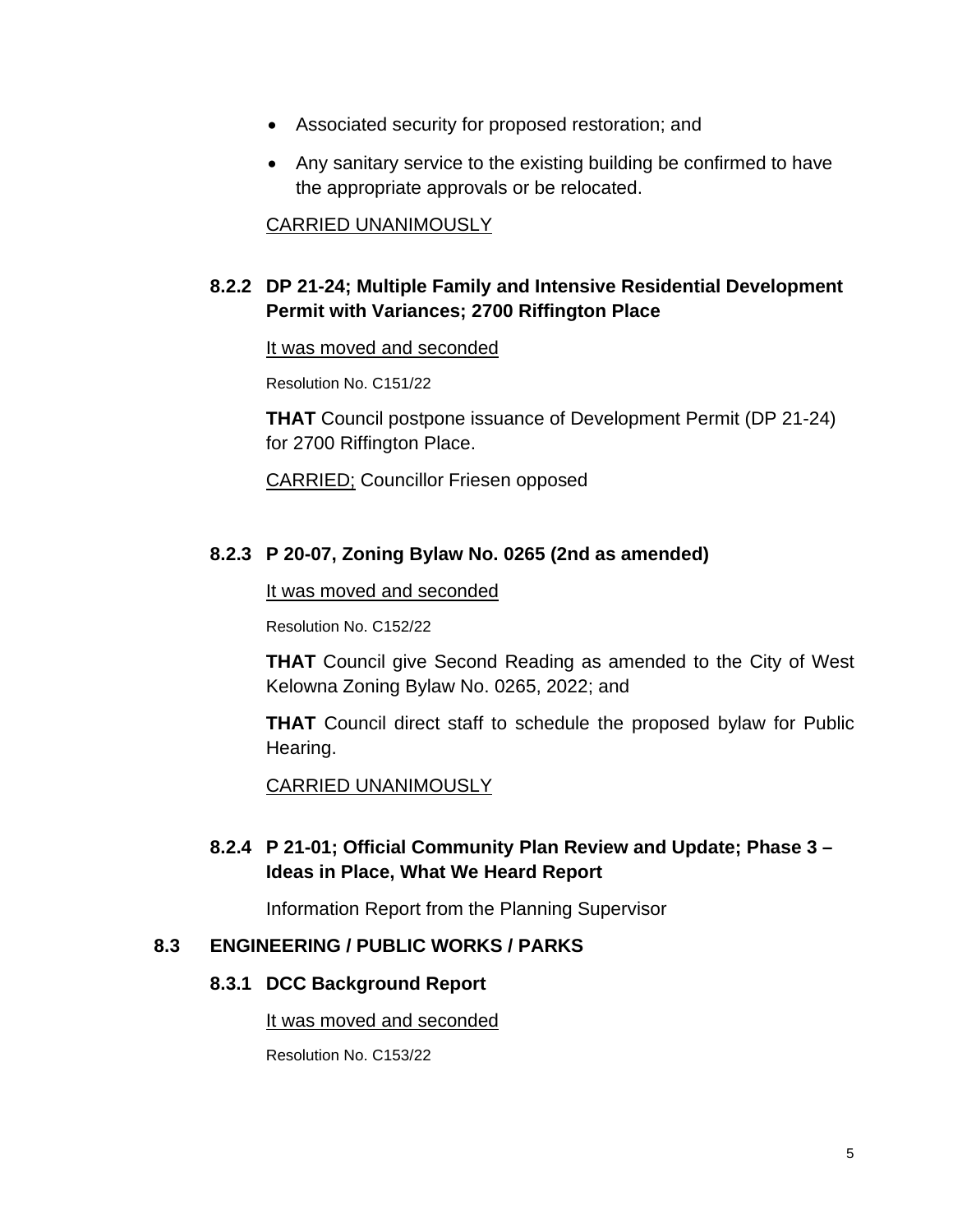- Associated security for proposed restoration; and
- Any sanitary service to the existing building be confirmed to have the appropriate approvals or be relocated.

CARRIED UNANIMOUSLY

### 8.2.2 DP 21-24; Multiple Family and Intensive Residential Development Permit with Variances; 2700 Riffington Place

It was moved and seconded

Resolution No. C151/22

**THAT** Council postpone issuance of Development Permit (DP 21-24) for 2700 Riffington Place.

CARRIED; Councillor Friesen opposed

### 8.2.3 P 20-07, Zoning Bylaw No. 0265 (2nd as amended)

It was moved and seconded

Resolution No. C152/22

**THAT** Council give Second Reading as amended to the City of West Kelowna Zoning Bylaw No. 0265, 2022; and

**THAT** Council direct staff to schedule the proposed bylaw for Public Hearing.

CARRIED UNANIMOUSLY

### 8.2.4 P 21-01; Official Community Plan Review and Update; Phase 3 – Ideas in Place, What We Heard Report

Information Report from the Planning Supervisor

## 8.3 ENGINEERING / PUBLIC WORKS / PARKS

### 8.3.1 DCC Background Report

It was moved and seconded

Resolution No. C153/22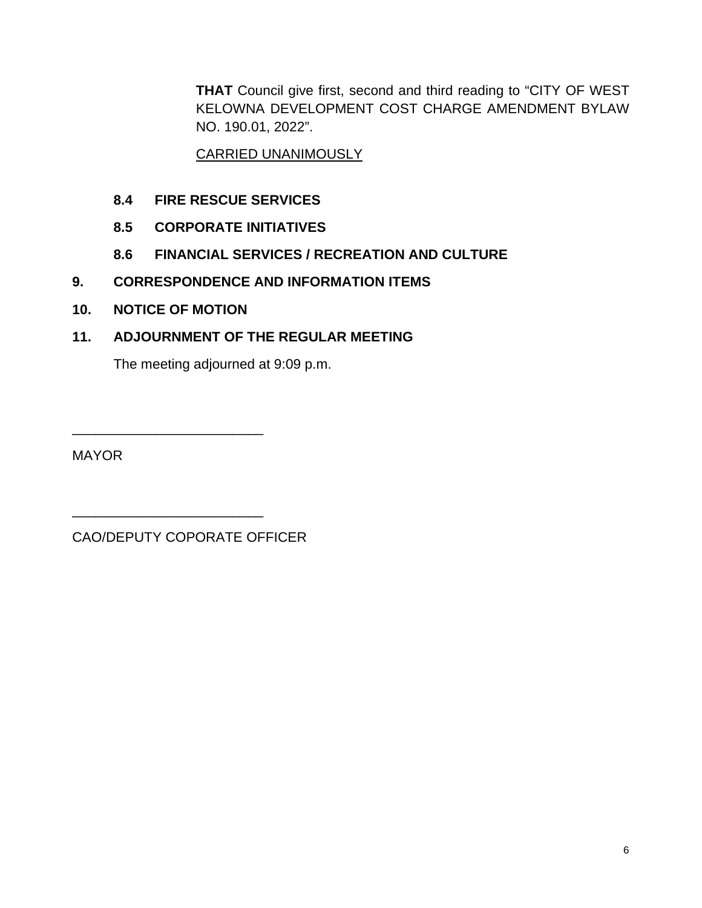**THAT** Council give first, second and third reading to "CITY OF WEST KELOWNA DEVELOPMENT COST CHARGE AMENDMENT BYLAW NO. 190.01, 2022".

CARRIED UNANIMOUSLY

### 8.4 FIRE RESCUE SERVICES

### 8.5 CORPORATE INITIATIVES

### 8.6 FINANCIAL SERVICES / RECREATION AND CULTURE

## 9. CORRESPONDENCE AND INFORMATION ITEMS

## 10. NOTICE OF MOTION

## 11. ADJOURNMENT OF THE REGULAR MEETING

The meeting adjourned at 9:09 p.m.

\_\_\_\_\_\_\_\_\_\_\_\_\_\_\_\_\_\_\_\_\_\_\_\_\_

MAYOR

\_\_\_\_\_\_\_\_\_\_\_\_\_\_\_\_\_\_\_\_\_\_\_\_\_

CAO/DEPUTY COPORATE OFFICER